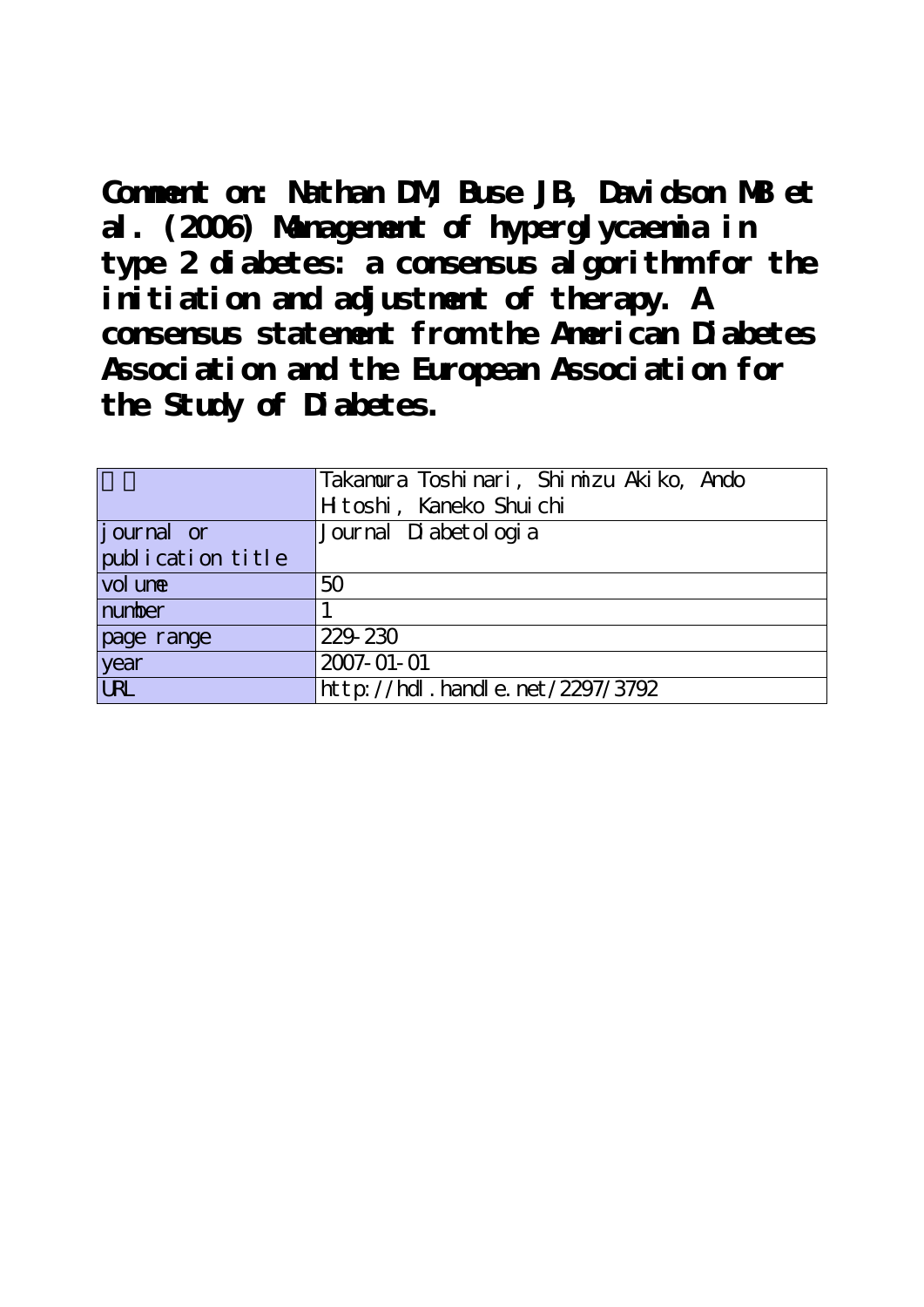# Comment on: Nathan DM, Buse JB, Davidson MB et al. (2006) Management of hyperglycaemia in type 2 diabetes: a consensus algorithm for the initiation and adjustment of therapy. A consensus statement from the American Diabetes Association and the European Association for the Study of Diabetes.

| | |
|---|---|
| 著者 | Takamura Toshinari, Shimizu Akiko, Ando Hitoshi, Kaneko Shuichi |
| journal or publication title | Journal Diabetologia |
| volume | 50 |
| number | 1 |
| page range | 229-230 |
| year | 2007-01-01 |
| URL | http://hdl.handle.net/2297/3792 |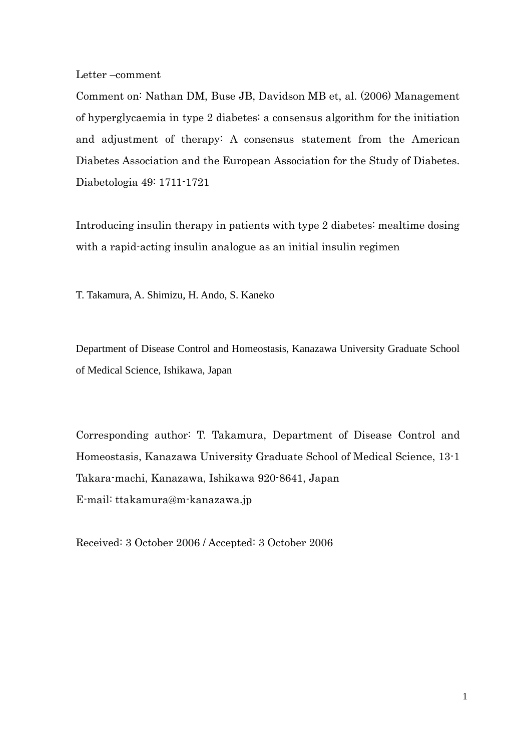Letter –comment

Comment on: Nathan DM, Buse JB, Davidson MB et, al. (2006) Management of hyperglycaemia in type 2 diabetes: a consensus algorithm for the initiation and adjustment of therapy: A consensus statement from the American Diabetes Association and the European Association for the Study of Diabetes. Diabetologia 49: 1711-1721

Introducing insulin therapy in patients with type 2 diabetes: mealtime dosing with a rapid-acting insulin analogue as an initial insulin regimen

T. Takamura, A. Shimizu, H. Ando, S. Kaneko

Department of Disease Control and Homeostasis, Kanazawa University Graduate School of Medical Science, Ishikawa, Japan

Corresponding author: T. Takamura, Department of Disease Control and Homeostasis, Kanazawa University Graduate School of Medical Science, 13-1 Takara-machi, Kanazawa, Ishikawa 920-8641, Japan

E-mail: ttakamura@m-kanazawa.jp

Received: 3 October 2006 / Accepted: 3 October 2006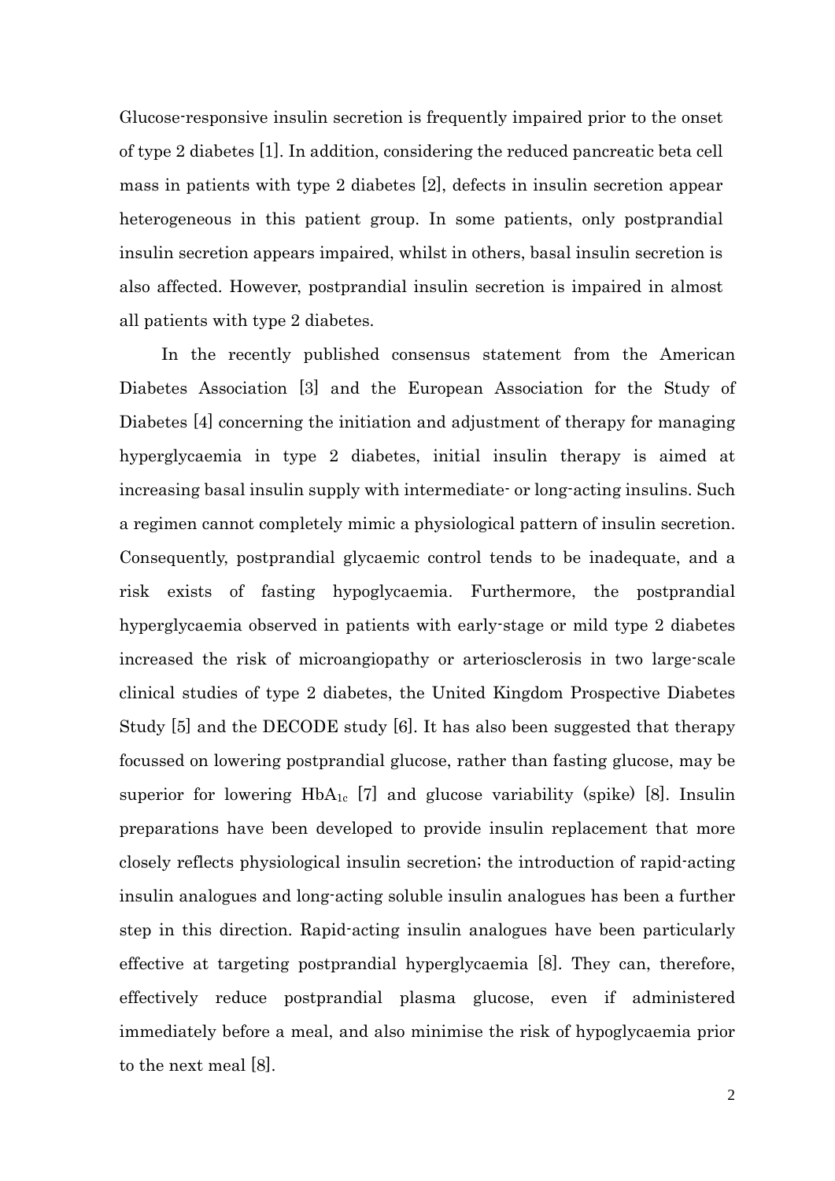Glucose-responsive insulin secretion is frequently impaired prior to the onset of type 2 diabetes [1]. In addition, considering the reduced pancreatic beta cell mass in patients with type 2 diabetes [2], defects in insulin secretion appear heterogeneous in this patient group. In some patients, only postprandial insulin secretion appears impaired, whilst in others, basal insulin secretion is also affected. However, postprandial insulin secretion is impaired in almost all patients with type 2 diabetes.

In the recently published consensus statement from the American Diabetes Association [3] and the European Association for the Study of Diabetes [4] concerning the initiation and adjustment of therapy for managing hyperglycaemia in type 2 diabetes, initial insulin therapy is aimed at increasing basal insulin supply with intermediate- or long-acting insulins. Such a regimen cannot completely mimic a physiological pattern of insulin secretion. Consequently, postprandial glycaemic control tends to be inadequate, and a risk exists of fasting hypoglycaemia. Furthermore, the postprandial hyperglycaemia observed in patients with early-stage or mild type 2 diabetes increased the risk of microangiopathy or arteriosclerosis in two large-scale clinical studies of type 2 diabetes, the United Kingdom Prospective Diabetes Study [5] and the DECODE study [6]. It has also been suggested that therapy focussed on lowering postprandial glucose, rather than fasting glucose, may be superior for lowering $HbA_{1c}$ [7] and glucose variability (spike) [8]. Insulin preparations have been developed to provide insulin replacement that more closely reflects physiological insulin secretion; the introduction of rapid-acting insulin analogues and long-acting soluble insulin analogues has been a further step in this direction. Rapid-acting insulin analogues have been particularly effective at targeting postprandial hyperglycaemia [8]. They can, therefore, effectively reduce postprandial plasma glucose, even if administered immediately before a meal, and also minimise the risk of hypoglycaemia prior to the next meal [8].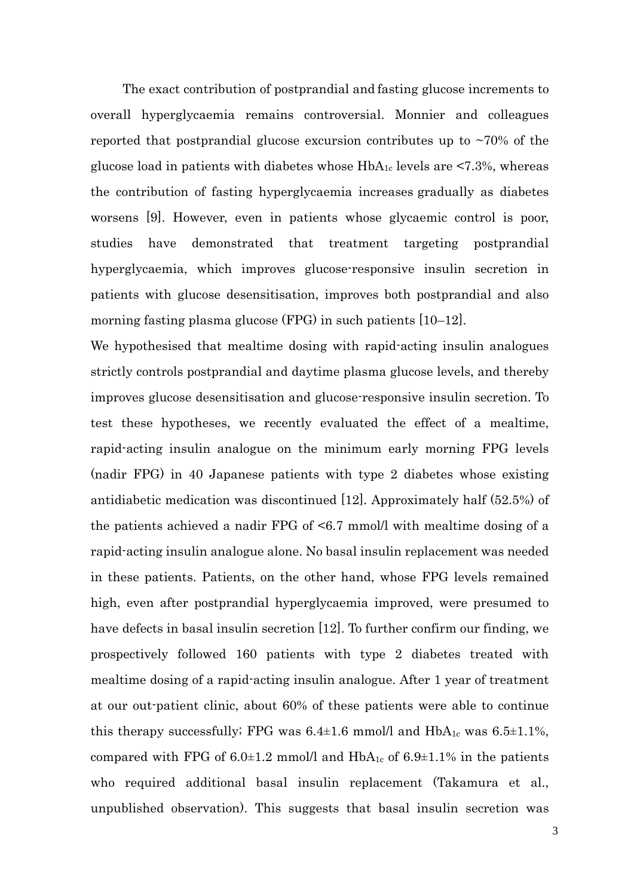The exact contribution of postprandial and fasting glucose increments to overall hyperglycaemia remains controversial. Monnier and colleagues reported that postprandial glucose excursion contributes up to ~70% of the glucose load in patients with diabetes whose $HbA_{1c}$ levels are <7.3%, whereas the contribution of fasting hyperglycaemia increases gradually as diabetes worsens [9]. However, even in patients whose glycaemic control is poor, studies have demonstrated that treatment targeting postprandial hyperglycaemia, which improves glucose-responsive insulin secretion in patients with glucose desensitisation, improves both postprandial and also morning fasting plasma glucose (FPG) in such patients [10–12].

We hypothesised that mealtime dosing with rapid-acting insulin analogues strictly controls postprandial and daytime plasma glucose levels, and thereby improves glucose desensitisation and glucose-responsive insulin secretion. To test these hypotheses, we recently evaluated the effect of a mealtime, rapid-acting insulin analogue on the minimum early morning FPG levels (nadir FPG) in 40 Japanese patients with type 2 diabetes whose existing antidiabetic medication was discontinued [12]. Approximately half (52.5%) of the patients achieved a nadir FPG of <6.7 mmol/l with mealtime dosing of a rapid-acting insulin analogue alone. No basal insulin replacement was needed in these patients. Patients, on the other hand, whose FPG levels remained high, even after postprandial hyperglycaemia improved, were presumed to have defects in basal insulin secretion [12]. To further confirm our finding, we prospectively followed 160 patients with type 2 diabetes treated with mealtime dosing of a rapid-acting insulin analogue. After 1 year of treatment at our out-patient clinic, about 60% of these patients were able to continue this therapy successfully; FPG was 6.4±1.6 mmol/l and $HbA_{1c}$ was 6.5±1.1%, compared with FPG of 6.0±1.2 mmol/l and $HbA_{1c}$ of 6.9±1.1% in the patients who required additional basal insulin replacement (Takamura et al., unpublished observation). This suggests that basal insulin secretion was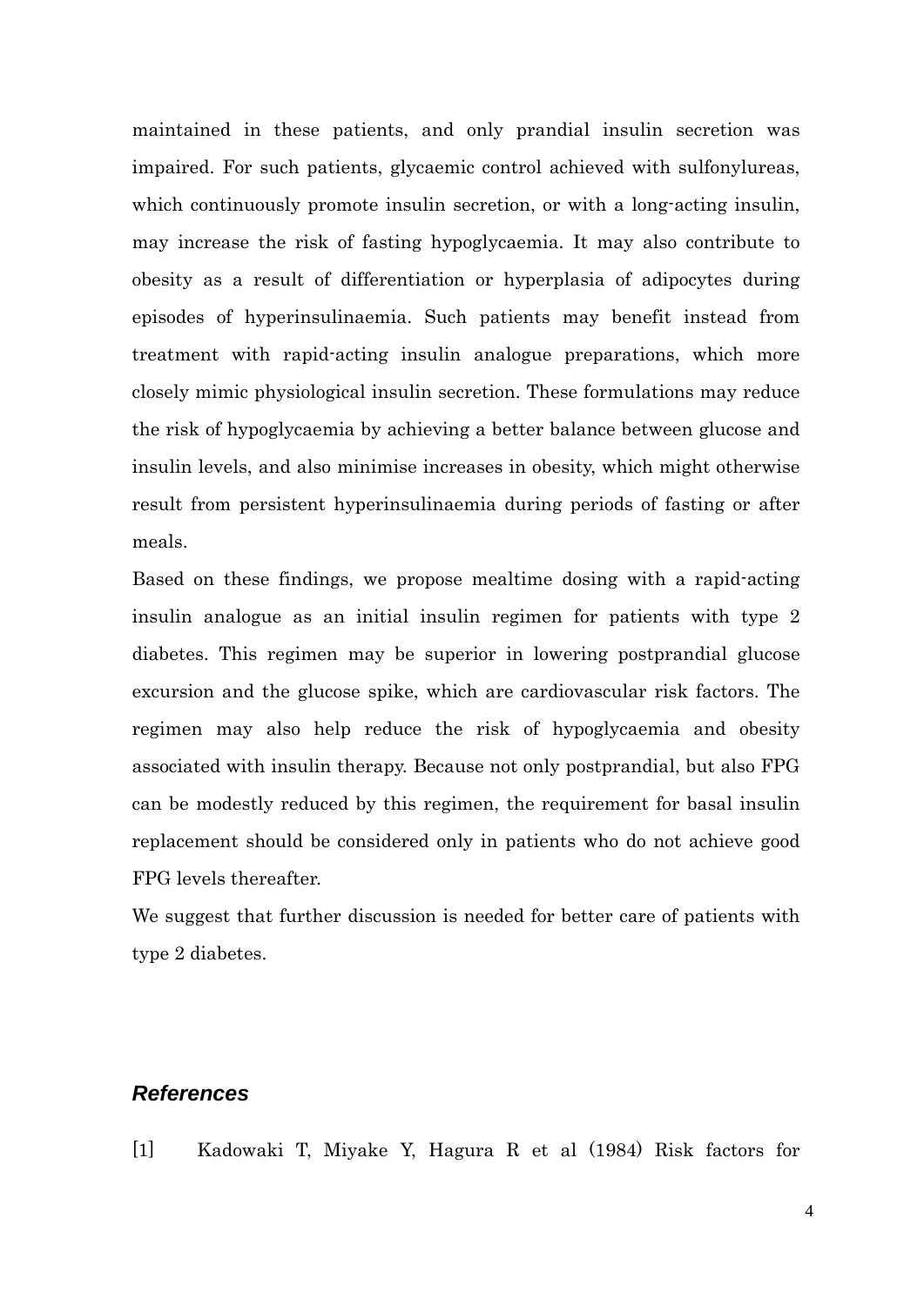maintained in these patients, and only prandial insulin secretion was impaired. For such patients, glycaemic control achieved with sulfonylureas, which continuously promote insulin secretion, or with a long-acting insulin, may increase the risk of fasting hypoglycaemia. It may also contribute to obesity as a result of differentiation or hyperplasia of adipocytes during episodes of hyperinsulinaemia. Such patients may benefit instead from treatment with rapid-acting insulin analogue preparations, which more closely mimic physiological insulin secretion. These formulations may reduce the risk of hypoglycaemia by achieving a better balance between glucose and insulin levels, and also minimise increases in obesity, which might otherwise result from persistent hyperinsulinaemia during periods of fasting or after meals.

Based on these findings, we propose mealtime dosing with a rapid-acting insulin analogue as an initial insulin regimen for patients with type 2 diabetes. This regimen may be superior in lowering postprandial glucose excursion and the glucose spike, which are cardiovascular risk factors. The regimen may also help reduce the risk of hypoglycaemia and obesity associated with insulin therapy. Because not only postprandial, but also FPG can be modestly reduced by this regimen, the requirement for basal insulin replacement should be considered only in patients who do not achieve good FPG levels thereafter.

We suggest that further discussion is needed for better care of patients with type 2 diabetes.

## *References*

[1] Kadowaki T, Miyake Y, Hagura R et al (1984) Risk factors for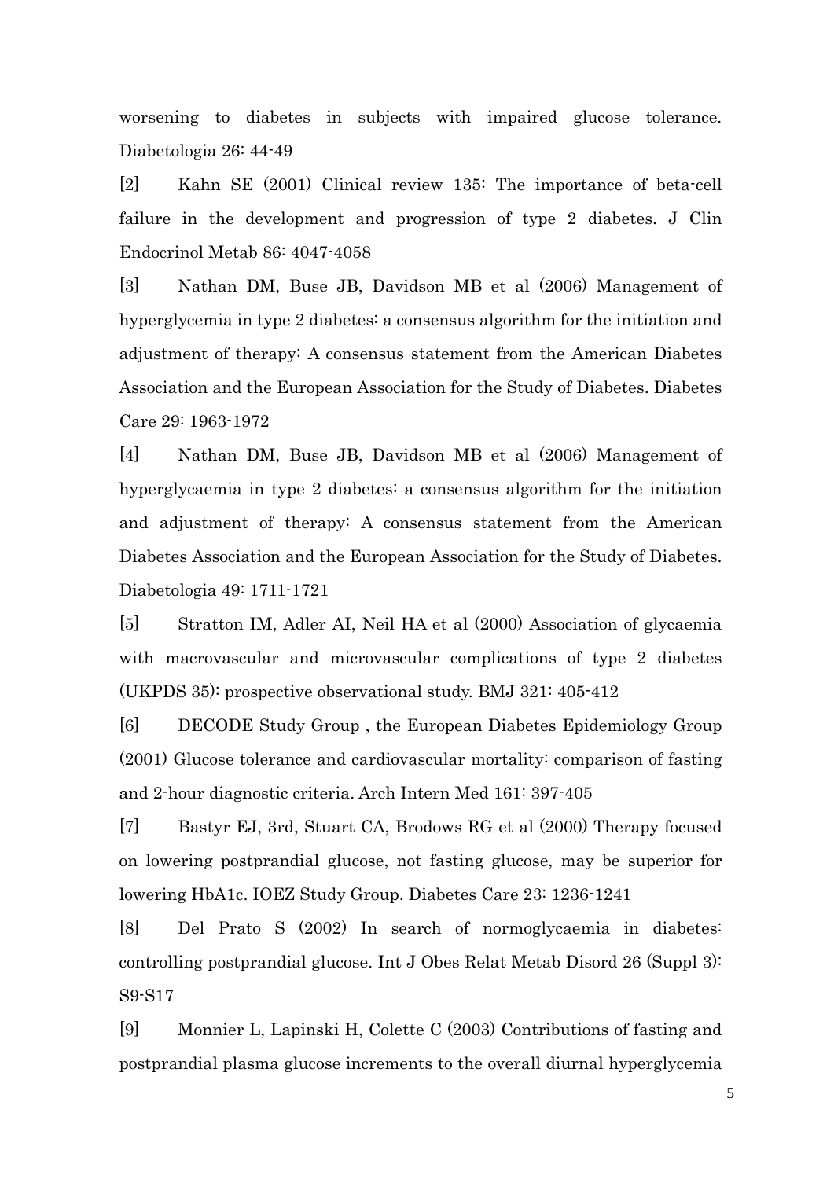worsening to diabetes in subjects with impaired glucose tolerance. Diabetologia 26: 44-49

[2] Kahn SE (2001) Clinical review 135: The importance of beta-cell failure in the development and progression of type 2 diabetes. J Clin Endocrinol Metab 86: 4047-4058

[3] Nathan DM, Buse JB, Davidson MB et al (2006) Management of hyperglycemia in type 2 diabetes: a consensus algorithm for the initiation and adjustment of therapy: A consensus statement from the American Diabetes Association and the European Association for the Study of Diabetes. Diabetes Care 29: 1963-1972

[4] Nathan DM, Buse JB, Davidson MB et al (2006) Management of hyperglycaemia in type 2 diabetes: a consensus algorithm for the initiation and adjustment of therapy: A consensus statement from the American Diabetes Association and the European Association for the Study of Diabetes. Diabetologia 49: 1711-1721

[5] Stratton IM, Adler AI, Neil HA et al (2000) Association of glycaemia with macrovascular and microvascular complications of type 2 diabetes (UKPDS 35): prospective observational study. BMJ 321: 405-412

[6] DECODE Study Group , the European Diabetes Epidemiology Group (2001) Glucose tolerance and cardiovascular mortality: comparison of fasting and 2-hour diagnostic criteria. Arch Intern Med 161: 397-405

[7] Bastyr EJ, 3rd, Stuart CA, Brodows RG et al (2000) Therapy focused on lowering postprandial glucose, not fasting glucose, may be superior for lowering HbA1c. IOEZ Study Group. Diabetes Care 23: 1236-1241

[8] Del Prato S (2002) In search of normoglycaemia in diabetes: controlling postprandial glucose. Int J Obes Relat Metab Disord 26 (Suppl 3): S9-S17

[9] Monnier L, Lapinski H, Colette C (2003) Contributions of fasting and postprandial plasma glucose increments to the overall diurnal hyperglycemia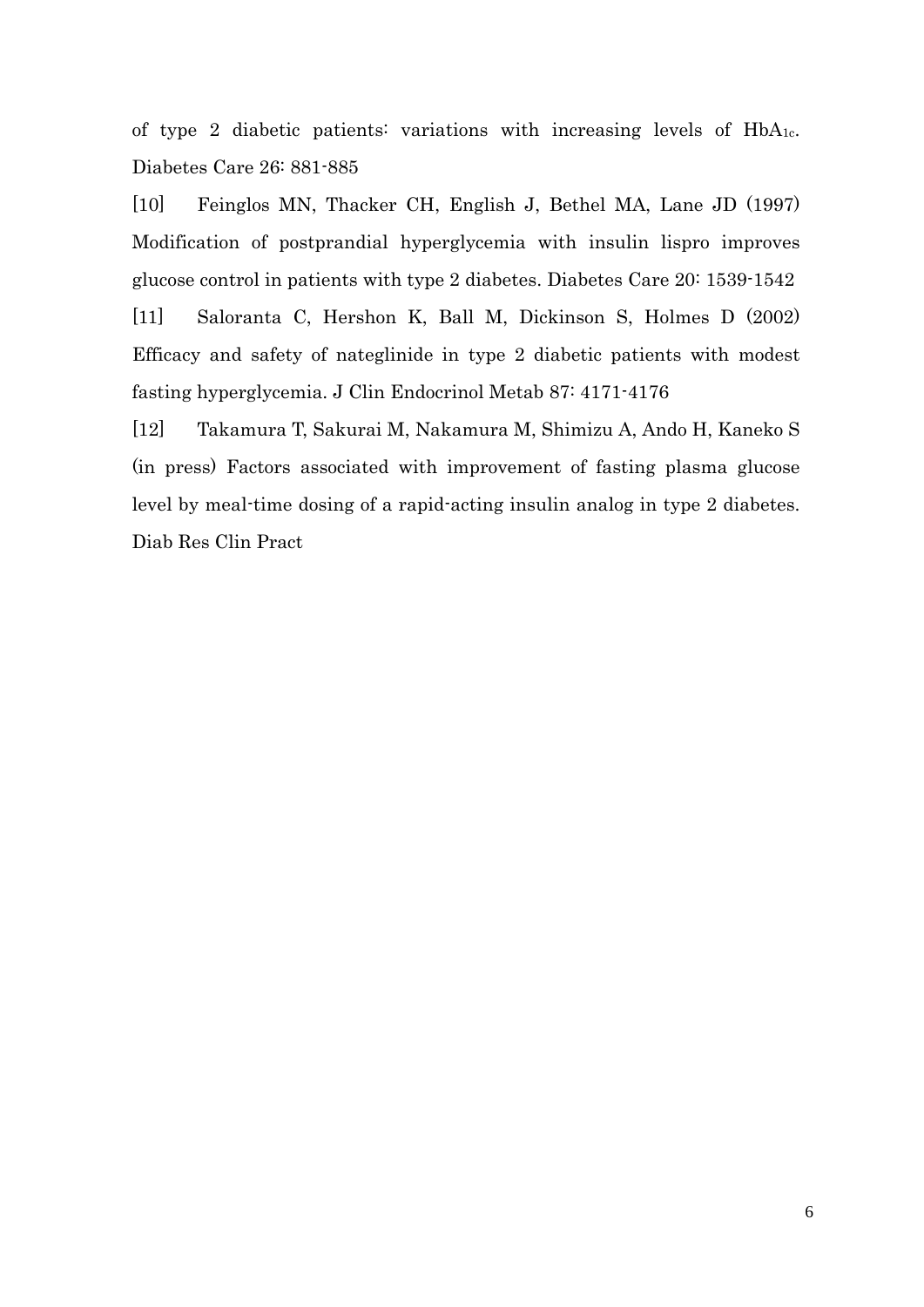of type 2 diabetic patients: variations with increasing levels of $HbA_{1c}$. Diabetes Care 26: 881-885

[10] Feinglos MN, Thacker CH, English J, Bethel MA, Lane JD (1997) Modification of postprandial hyperglycemia with insulin lispro improves glucose control in patients with type 2 diabetes. Diabetes Care 20: 1539-1542

[11] Saloranta C, Hershon K, Ball M, Dickinson S, Holmes D (2002) Efficacy and safety of nateglinide in type 2 diabetic patients with modest fasting hyperglycemia. J Clin Endocrinol Metab 87: 4171-4176

[12] Takamura T, Sakurai M, Nakamura M, Shimizu A, Ando H, Kaneko S (in press) Factors associated with improvement of fasting plasma glucose level by meal-time dosing of a rapid-acting insulin analog in type 2 diabetes. Diab Res Clin Pract